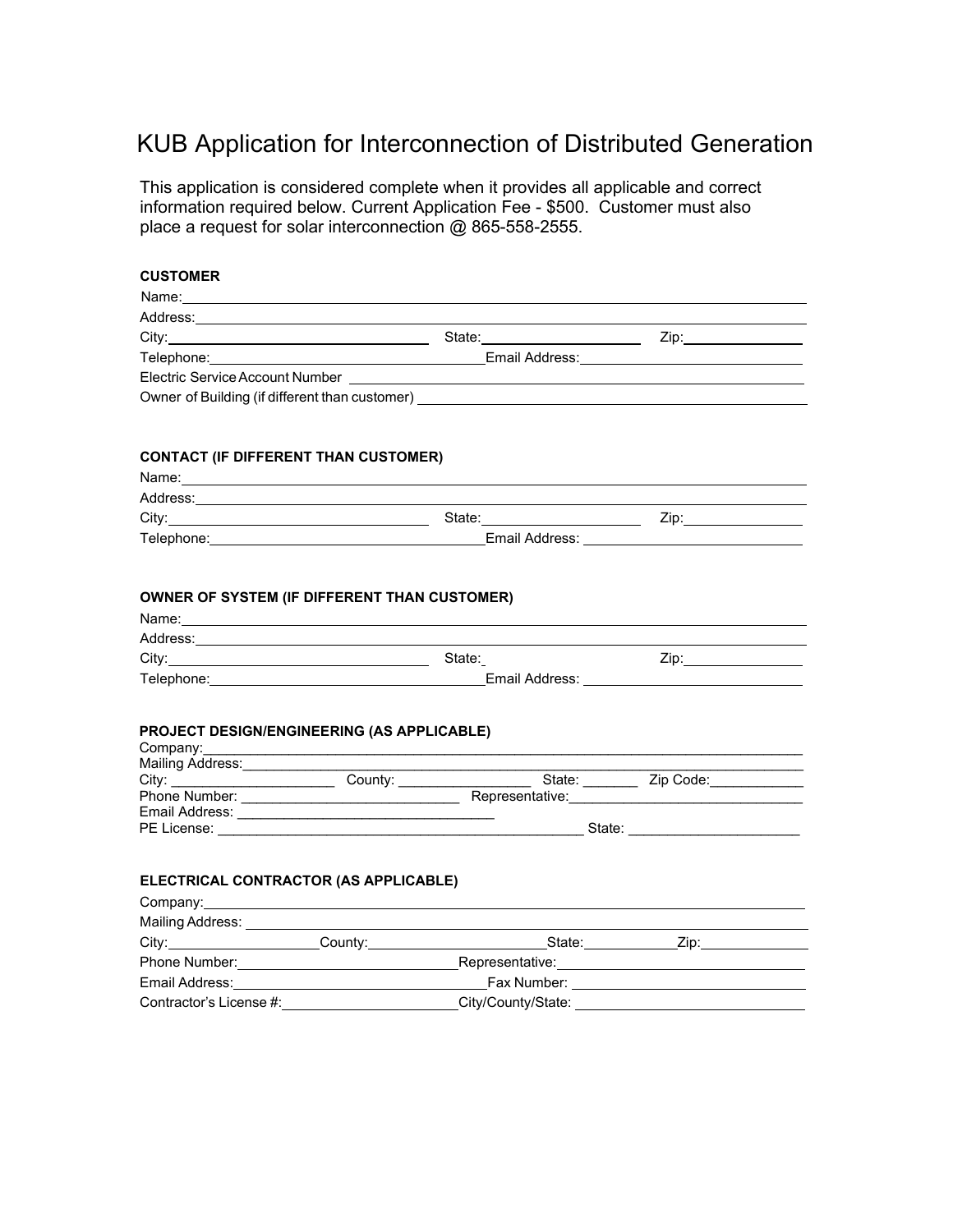# KUB Application for Interconnection of Distributed Generation

This application is considered complete when it provides all applicable and correct information required below. Current Application Fee - $500. Customer must also place a request for solar interconnection @ 865-558-2555.

### CUSTOMER

Name: \_\_\_\_\_\_\_\_\_\_\_\_\_\_\_\_\_\_\_\_\_\_\_\_\_\_\_\_\_\_\_\_\_\_\_\_\_\_\_\_

Address: \_\_\_\_\_\_\_\_\_\_\_\_\_\_\_\_\_\_\_\_\_\_\_\_\_\_\_\_\_\_\_\_\_\_\_\_\_\_\_\_

City: \_\_\_\_\_\_\_\_\_\_\_\_\_\_\_\_ State: \_\_\_\_\_\_\_\_\_\_ Zip: \_\_\_\_\_\_\_\_

Telephone: \_\_\_\_\_\_\_\_\_\_\_\_\_\_\_\_ Email Address: \_\_\_\_\_\_\_\_\_\_\_\_\_\_\_\_

Electric Service Account Number \_\_\_\_\_\_\_\_\_\_\_\_\_\_\_\_\_\_\_\_\_\_\_\_\_\_\_\_

Owner of Building (if different than customer) \_\_\_\_\_\_\_\_\_\_\_\_\_\_\_\_\_\_\_\_\_\_\_\_

### CONTACT (IF DIFFERENT THAN CUSTOMER)

Name: \_\_\_\_\_\_\_\_\_\_\_\_\_\_\_\_\_\_\_\_\_\_\_\_\_\_\_\_\_\_\_\_\_\_\_\_\_\_\_\_

Address: \_\_\_\_\_\_\_\_\_\_\_\_\_\_\_\_\_\_\_\_\_\_\_\_\_\_\_\_\_\_\_\_\_\_\_\_\_\_\_\_

City: \_\_\_\_\_\_\_\_\_\_\_\_\_\_\_\_ State: \_\_\_\_\_\_\_\_\_\_ Zip: \_\_\_\_\_\_\_\_

Telephone: \_\_\_\_\_\_\_\_\_\_\_\_\_\_\_\_ Email Address: \_\_\_\_\_\_\_\_\_\_\_\_\_\_\_\_

### OWNER OF SYSTEM (IF DIFFERENT THAN CUSTOMER)

Name: \_\_\_\_\_\_\_\_\_\_\_\_\_\_\_\_\_\_\_\_\_\_\_\_\_\_\_\_\_\_\_\_\_\_\_\_\_\_\_\_

Address: \_\_\_\_\_\_\_\_\_\_\_\_\_\_\_\_\_\_\_\_\_\_\_\_\_\_\_\_\_\_\_\_\_\_\_\_\_\_\_\_

City: \_\_\_\_\_\_\_\_\_\_\_\_\_\_\_\_ State: \_\_\_\_\_\_\_\_\_\_ Zip: \_\_\_\_\_\_\_\_

Telephone: \_\_\_\_\_\_\_\_\_\_\_\_\_\_\_\_ Email Address: \_\_\_\_\_\_\_\_\_\_\_\_\_\_\_\_

### PROJECT DESIGN/ENGINEERING (AS APPLICABLE)

Company: \_\_\_\_\_\_\_\_\_\_\_\_\_\_\_\_\_\_\_\_\_\_\_\_\_\_\_\_\_\_\_\_\_\_\_\_\_\_\_\_

Mailing Address: \_\_\_\_\_\_\_\_\_\_\_\_\_\_\_\_\_\_\_\_\_\_\_\_\_\_\_\_\_\_\_\_\_\_

City: \_\_\_\_\_\_\_\_\_\_ County: \_\_\_\_\_\_\_\_\_\_ State: \_\_\_\_\_\_ Zip Code: \_\_\_\_\_\_\_\_

Phone Number: \_\_\_\_\_\_\_\_\_\_\_\_\_\_\_\_ Representative: \_\_\_\_\_\_\_\_\_\_\_\_\_\_\_\_

Email Address: \_\_\_\_\_\_\_\_\_\_\_\_\_\_\_\_

PE License: \_\_\_\_\_\_\_\_\_\_\_\_\_\_\_\_\_\_\_\_\_\_\_\_ State: \_\_\_\_\_\_\_\_\_\_\_\_

### ELECTRICAL CONTRACTOR (AS APPLICABLE)

Company: \_\_\_\_\_\_\_\_\_\_\_\_\_\_\_\_\_\_\_\_\_\_\_\_\_\_\_\_\_\_\_\_\_\_\_\_\_\_\_\_

Mailing Address: \_\_\_\_\_\_\_\_\_\_\_\_\_\_\_\_\_\_\_\_\_\_\_\_\_\_\_\_\_\_\_\_\_\_

City: \_\_\_\_\_\_\_\_\_\_ County: \_\_\_\_\_\_\_\_\_\_ State: \_\_\_\_\_\_ Zip: \_\_\_\_\_\_\_\_

Phone Number: \_\_\_\_\_\_\_\_\_\_\_\_\_\_\_\_ Representative: \_\_\_\_\_\_\_\_\_\_\_\_\_\_\_\_

Email Address: \_\_\_\_\_\_\_\_\_\_\_\_\_\_\_\_ Fax Number: \_\_\_\_\_\_\_\_\_\_\_\_\_\_\_\_

Contractor's License #: \_\_\_\_\_\_\_\_\_\_\_\_\_\_\_\_ City/County/State: \_\_\_\_\_\_\_\_\_\_\_\_\_\_\_\_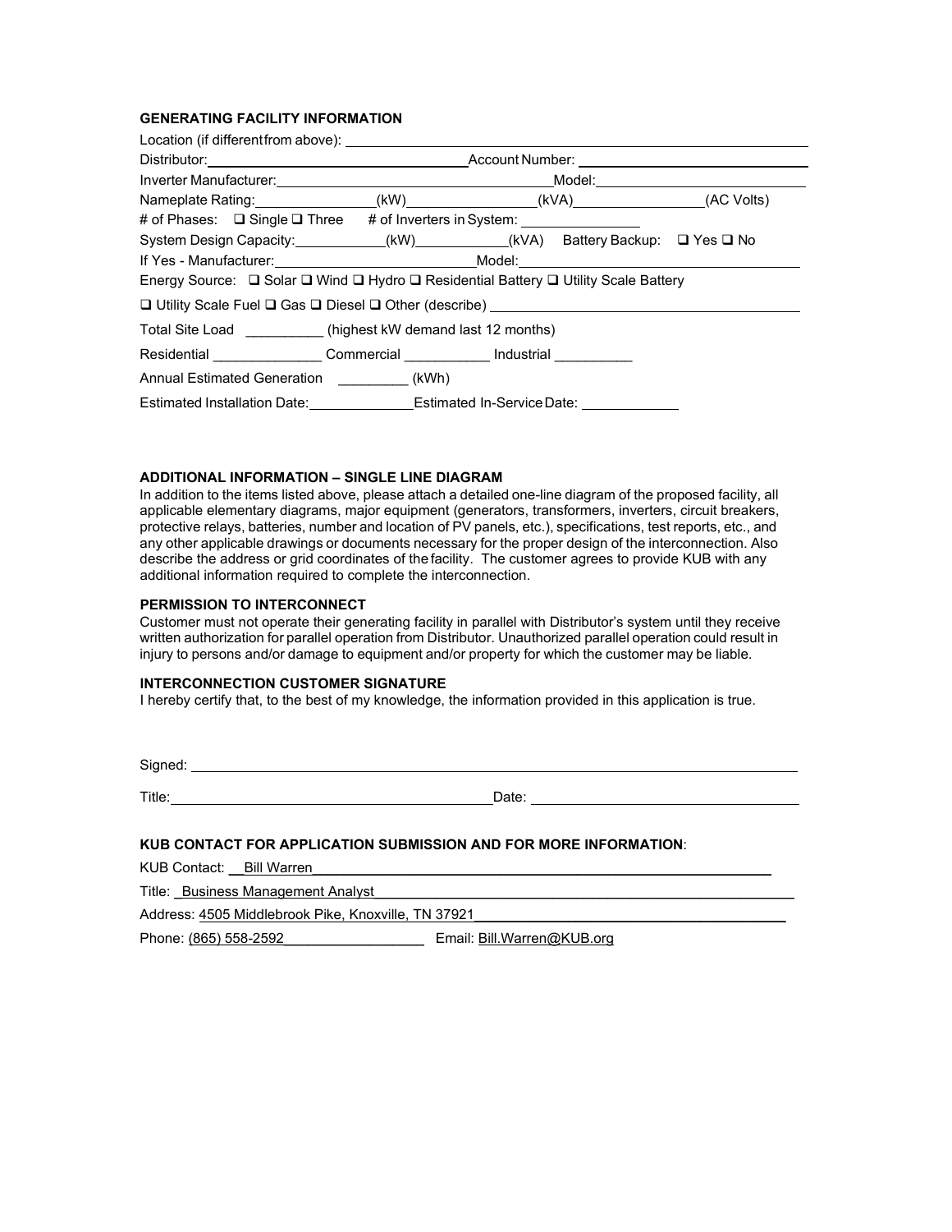**GENERATING FACILITY INFORMATION**

Location (if different from above): ____________________

Distributor: ____________________ Account Number: ____________________

Inverter Manufacturer: ____________________ Model: ____________________

Nameplate Rating: __________ (kW) __________ (kVA) __________ (AC Volts)

\# of Phases: ❑ Single ❑ Three # of Inverters in System: __________

System Design Capacity: __________ (kW) __________ (kVA) Battery Backup: ❑ Yes ❑ No

If Yes - Manufacturer: ____________________ Model: ____________________

Energy Source: ❑ Solar ❑ Wind ❑ Hydro ❑ Residential Battery ❑ Utility Scale Battery

❑ Utility Scale Fuel ❑ Gas ❑ Diesel ❑ Other (describe) ____________________

Total Site Load __________ (highest kW demand last 12 months)

Residential __________ Commercial __________ Industrial __________

Annual Estimated Generation __________ (kWh)

Estimated Installation Date: __________ Estimated In-Service Date: __________

**ADDITIONAL INFORMATION – SINGLE LINE DIAGRAM**

In addition to the items listed above, please attach a detailed one-line diagram of the proposed facility, all applicable elementary diagrams, major equipment (generators, transformers, inverters, circuit breakers, protective relays, batteries, number and location of PV panels, etc.), specifications, test reports, etc., and any other applicable drawings or documents necessary for the proper design of the interconnection. Also describe the address or grid coordinates of the facility. The customer agrees to provide KUB with any additional information required to complete the interconnection.

**PERMISSION TO INTERCONNECT**

Customer must not operate their generating facility in parallel with Distributor's system until they receive written authorization for parallel operation from Distributor. Unauthorized parallel operation could result in injury to persons and/or damage to equipment and/or property for which the customer may be liable.

**INTERCONNECTION CUSTOMER SIGNATURE**

I hereby certify that, to the best of my knowledge, the information provided in this application is true.

Signed: ____________________

Title: ____________________ Date: ____________________

**KUB CONTACT FOR APPLICATION SUBMISSION AND FOR MORE INFORMATION**:

KUB Contact: Bill Warren

Title: Business Management Analyst

Address: 4505 Middlebrook Pike, Knoxville, TN 37921

Phone: (865) 558-2592 Email: Bill.Warren@KUB.org